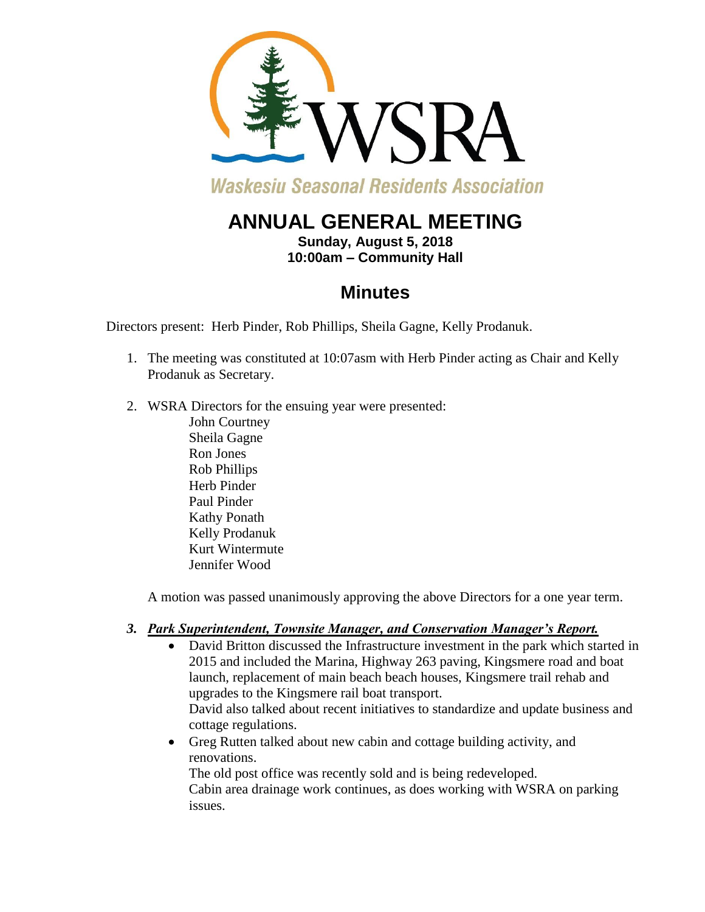WSRA

Waskesiu Seasonal Residents Association

# ANNUAL GENERAL MEETING

**Sunday, August 5, 2018**
**10:00am – Community Hall**

## Minutes

Directors present: Herb Pinder, Rob Phillips, Sheila Gagne, Kelly Prodanuk.

1. The meeting was constituted at 10:07asm with Herb Pinder acting as Chair and Kelly Prodanuk as Secretary.

2. WSRA Directors for the ensuing year were presented:
   John Courtney
   Sheila Gagne
   Ron Jones
   Rob Phillips
   Herb Pinder
   Paul Pinder
   Kathy Ponath
   Kelly Prodanuk
   Kurt Wintermute
   Jennifer Wood

   A motion was passed unanimously approving the above Directors for a one year term.

3. ***Park Superintendent, Townsite Manager, and Conservation Manager's Report.***
   - David Britton discussed the Infrastructure investment in the park which started in 2015 and included the Marina, Highway 263 paving, Kingsmere road and boat launch, replacement of main beach beach houses, Kingsmere trail rehab and upgrades to the Kingsmere rail boat transport.
     David also talked about recent initiatives to standardize and update business and cottage regulations.
   - Greg Rutten talked about new cabin and cottage building activity, and renovations.
     The old post office was recently sold and is being redeveloped.
     Cabin area drainage work continues, as does working with WSRA on parking issues.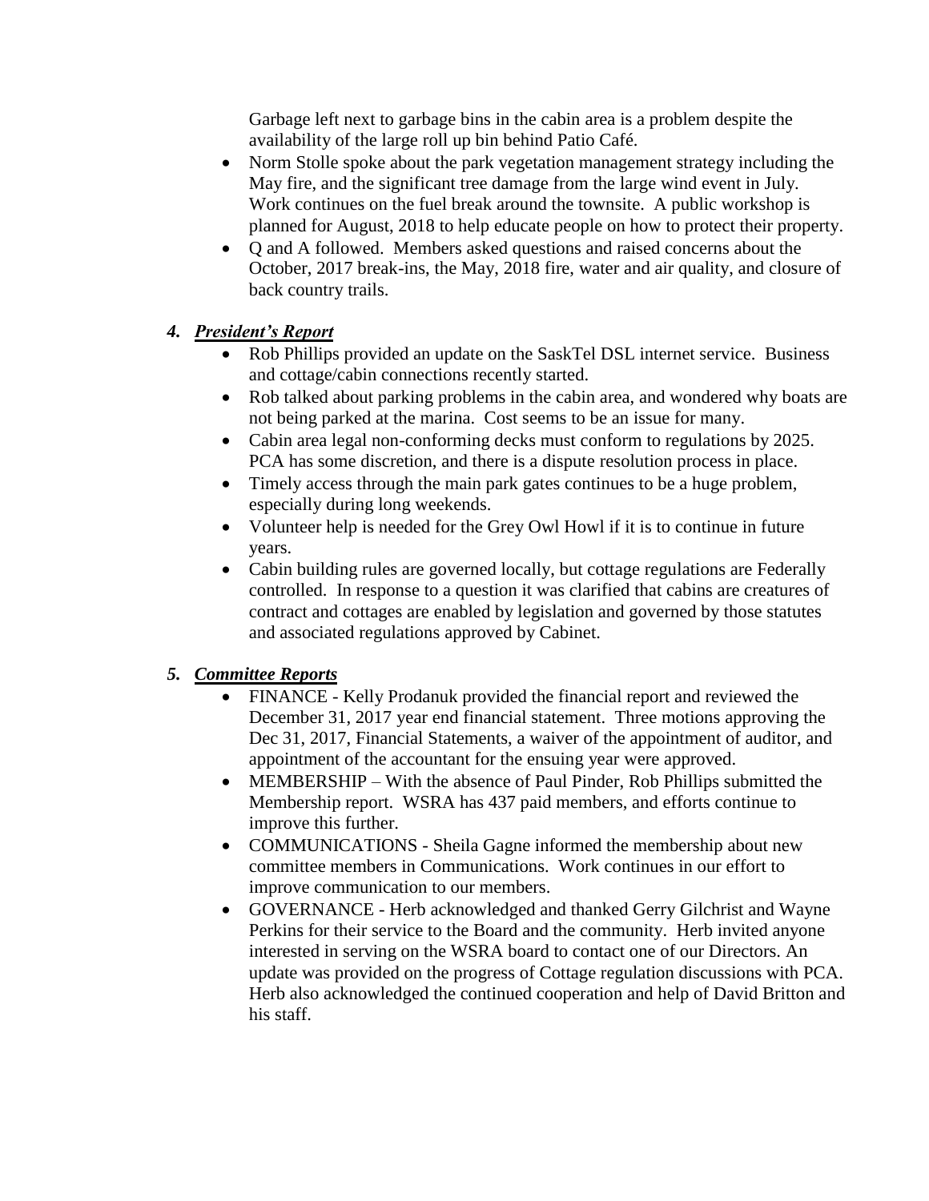Garbage left next to garbage bins in the cabin area is a problem despite the availability of the large roll up bin behind Patio Café.

- Norm Stolle spoke about the park vegetation management strategy including the May fire, and the significant tree damage from the large wind event in July. Work continues on the fuel break around the townsite. A public workshop is planned for August, 2018 to help educate people on how to protect their property.
- Q and A followed. Members asked questions and raised concerns about the October, 2017 break-ins, the May, 2018 fire, water and air quality, and closure of back country trails.

## 4. ***President's Report***

- Rob Phillips provided an update on the SaskTel DSL internet service. Business and cottage/cabin connections recently started.
- Rob talked about parking problems in the cabin area, and wondered why boats are not being parked at the marina. Cost seems to be an issue for many.
- Cabin area legal non-conforming decks must conform to regulations by 2025. PCA has some discretion, and there is a dispute resolution process in place.
- Timely access through the main park gates continues to be a huge problem, especially during long weekends.
- Volunteer help is needed for the Grey Owl Howl if it is to continue in future years.
- Cabin building rules are governed locally, but cottage regulations are Federally controlled. In response to a question it was clarified that cabins are creatures of contract and cottages are enabled by legislation and governed by those statutes and associated regulations approved by Cabinet.

## 5. ***Committee Reports***

- FINANCE - Kelly Prodanuk provided the financial report and reviewed the December 31, 2017 year end financial statement. Three motions approving the Dec 31, 2017, Financial Statements, a waiver of the appointment of auditor, and appointment of the accountant for the ensuing year were approved.
- MEMBERSHIP – With the absence of Paul Pinder, Rob Phillips submitted the Membership report. WSRA has 437 paid members, and efforts continue to improve this further.
- COMMUNICATIONS - Sheila Gagne informed the membership about new committee members in Communications. Work continues in our effort to improve communication to our members.
- GOVERNANCE - Herb acknowledged and thanked Gerry Gilchrist and Wayne Perkins for their service to the Board and the community. Herb invited anyone interested in serving on the WSRA board to contact one of our Directors. An update was provided on the progress of Cottage regulation discussions with PCA. Herb also acknowledged the continued cooperation and help of David Britton and his staff.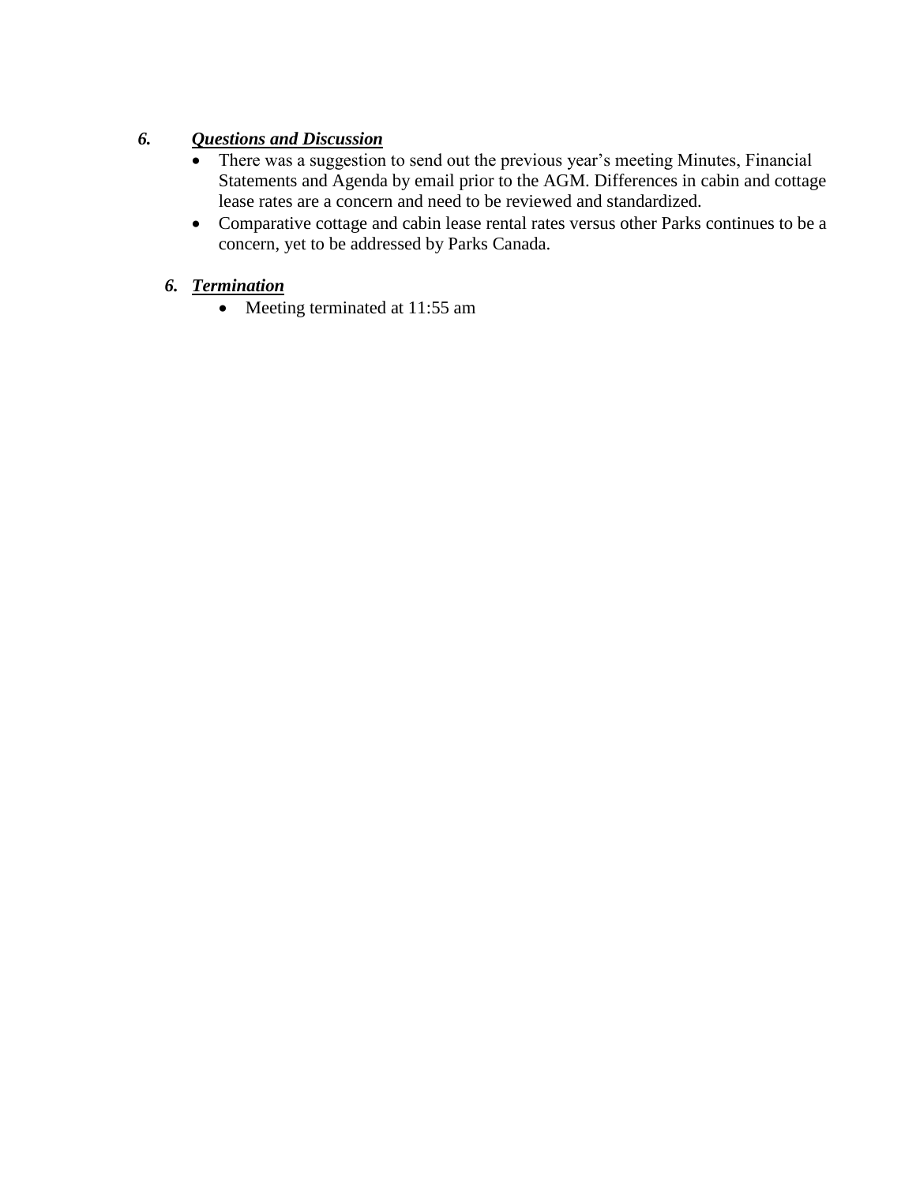## 6. ***Questions and Discussion***

- There was a suggestion to send out the previous year's meeting Minutes, Financial Statements and Agenda by email prior to the AGM. Differences in cabin and cottage lease rates are a concern and need to be reviewed and standardized.
- Comparative cottage and cabin lease rental rates versus other Parks continues to be a concern, yet to be addressed by Parks Canada.

## 6. ***Termination***

- Meeting terminated at 11:55 am